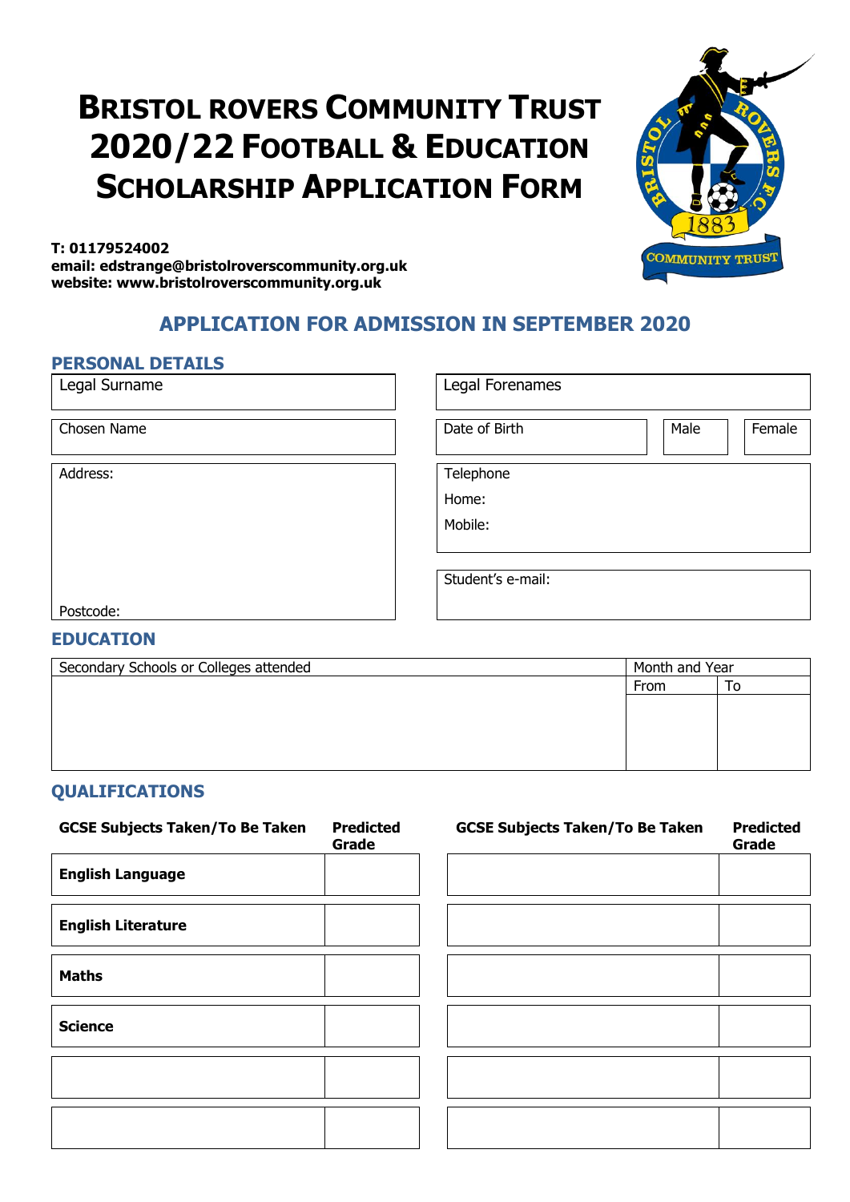# Bristol Rovers Community Trust 2020/22 Football & Education Scholarship Application Form

**T: 01179524002**
**email: edstrange@bristolroverscommunity.org.uk**
**website: www.bristolroverscommunity.org.uk**

## APPLICATION FOR ADMISSION IN SEPTEMBER 2020

### PERSONAL DETAILS

| Legal Surname | Legal Forenames | | |
|---|---|---|---|
| Chosen Name | Date of Birth | Male | Female |
| Address:<br><br>Postcode: | Telephone<br>Home:<br>Mobile:<br><br>Student's e-mail: | | |

### EDUCATION

| Secondary Schools or Colleges attended | Month and Year | |
|---|---|---|
| | From | To |
| | | |

### QUALIFICATIONS

| GCSE Subjects Taken/To Be Taken | Predicted Grade | GCSE Subjects Taken/To Be Taken | Predicted Grade |
|---|---|---|---|
| **English Language** | | | |
| **English Literature** | | | |
| **Maths** | | | |
| **Science** | | | |
| | | | |
| | | | |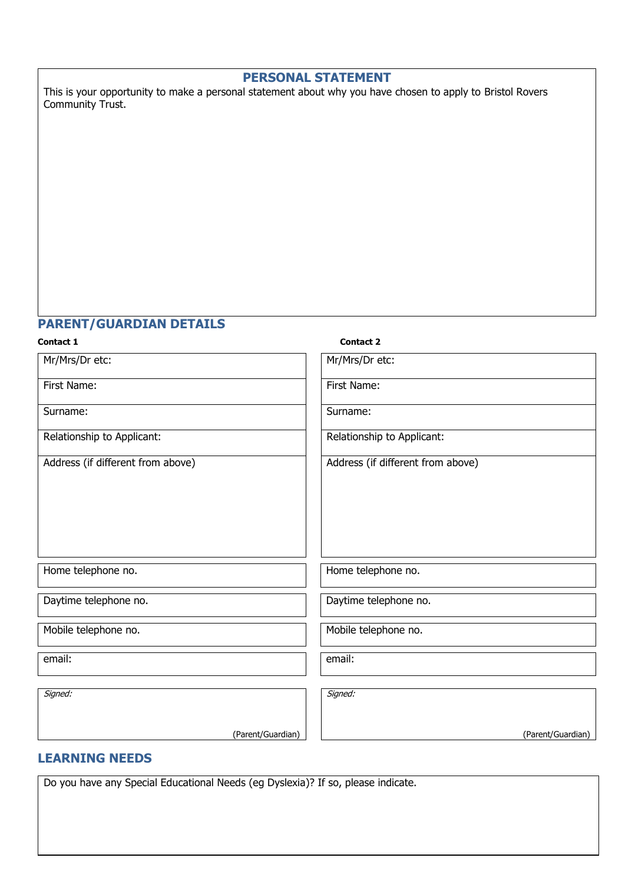## PERSONAL STATEMENT

This is your opportunity to make a personal statement about why you have chosen to apply to Bristol Rovers Community Trust.

## PARENT/GUARDIAN DETAILS

| Contact 1 | Contact 2 |
|---|---|
| Mr/Mrs/Dr etc: | Mr/Mrs/Dr etc: |
| First Name: | First Name: |
| Surname: | Surname: |
| Relationship to Applicant: | Relationship to Applicant: |
| Address (if different from above) | Address (if different from above) |
| Home telephone no. | Home telephone no. |
| Daytime telephone no. | Daytime telephone no. |
| Mobile telephone no. | Mobile telephone no. |
| email: | email: |
| *Signed:* (Parent/Guardian) | *Signed:* (Parent/Guardian) |

## LEARNING NEEDS

Do you have any Special Educational Needs (eg Dyslexia)? If so, please indicate.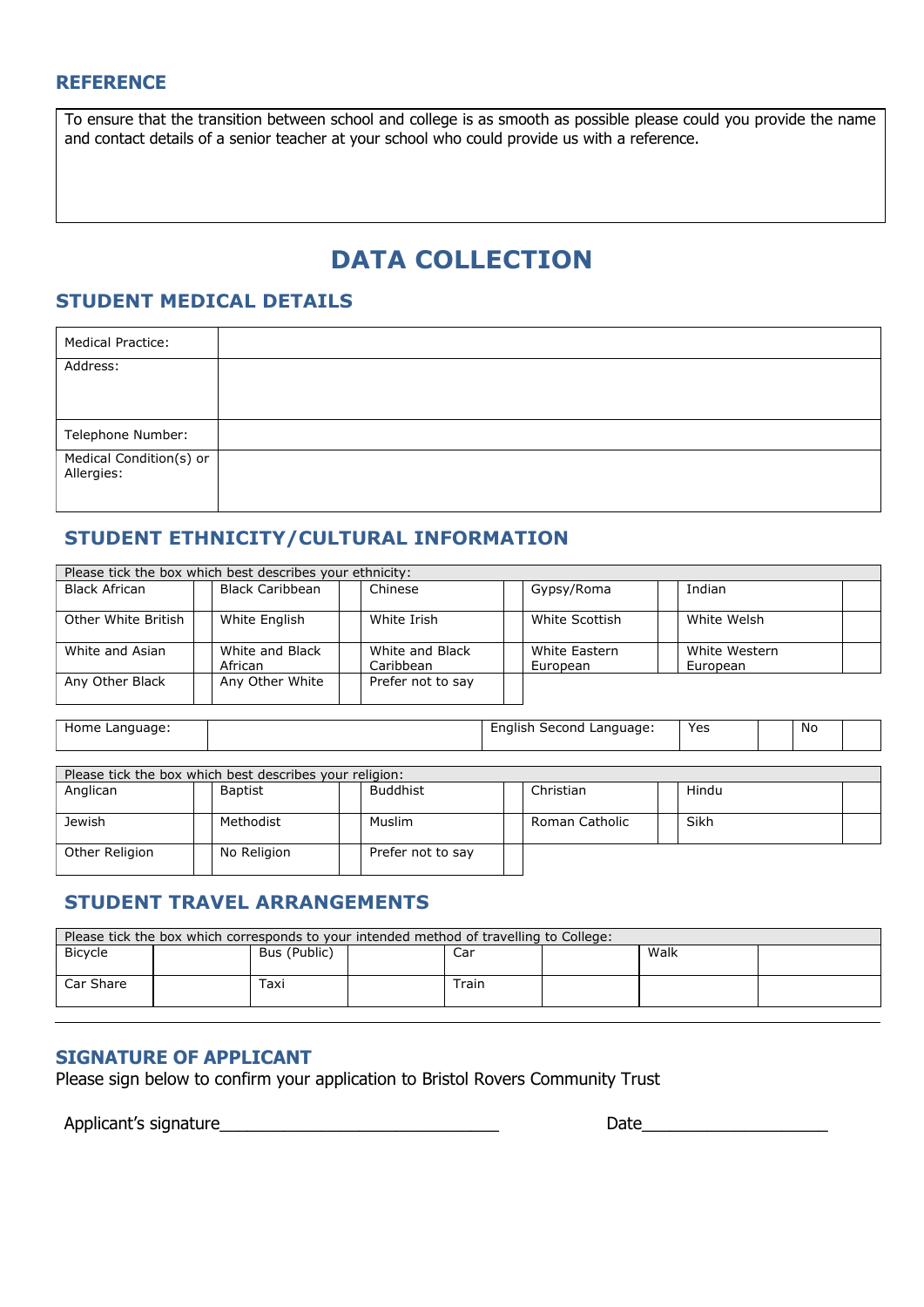## REFERENCE

| |
|---|
| To ensure that the transition between school and college is as smooth as possible please could you provide the name and contact details of a senior teacher at your school who could provide us with a reference. |

# DATA COLLECTION

## STUDENT MEDICAL DETAILS

| | |
|---|---|
| Medical Practice: | |
| Address: | |
| Telephone Number: | |
| Medical Condition(s) or Allergies: | |

## STUDENT ETHNICITY/CULTURAL INFORMATION

| Please tick the box which best describes your ethnicity: | | | | | | | | | |
|---|---|---|---|---|---|---|---|---|---|
| Black African | | Black Caribbean | | Chinese | | Gypsy/Roma | | Indian | |
| Other White British | | White English | | White Irish | | White Scottish | | White Welsh | |
| White and Asian | | White and Black African | | White and Black Caribbean | | White Eastern European | | White Western European | |
| Any Other Black | | Any Other White | | Prefer not to say | | | | | |

| | | | | | | |
|---|---|---|---|---|---|---|
| Home Language: | | English Second Language: | Yes | | No | |

| Please tick the box which best describes your religion: | | | | | | | | | |
|---|---|---|---|---|---|---|---|---|---|
| Anglican | | Baptist | | Buddhist | | Christian | | Hindu | |
| Jewish | | Methodist | | Muslim | | Roman Catholic | | Sikh | |
| Other Religion | | No Religion | | Prefer not to say | | | | | |

## STUDENT TRAVEL ARRANGEMENTS

| Please tick the box which corresponds to your intended method of travelling to College: | | | | | | | |
|---|---|---|---|---|---|---|---|
| Bicycle | | Bus (Public) | | Car | | Walk | |
| Car Share | | Taxi | | Train | | | |

## SIGNATURE OF APPLICANT

Please sign below to confirm your application to Bristol Rovers Community Trust

Applicant's signature_____________________________ Date___________________